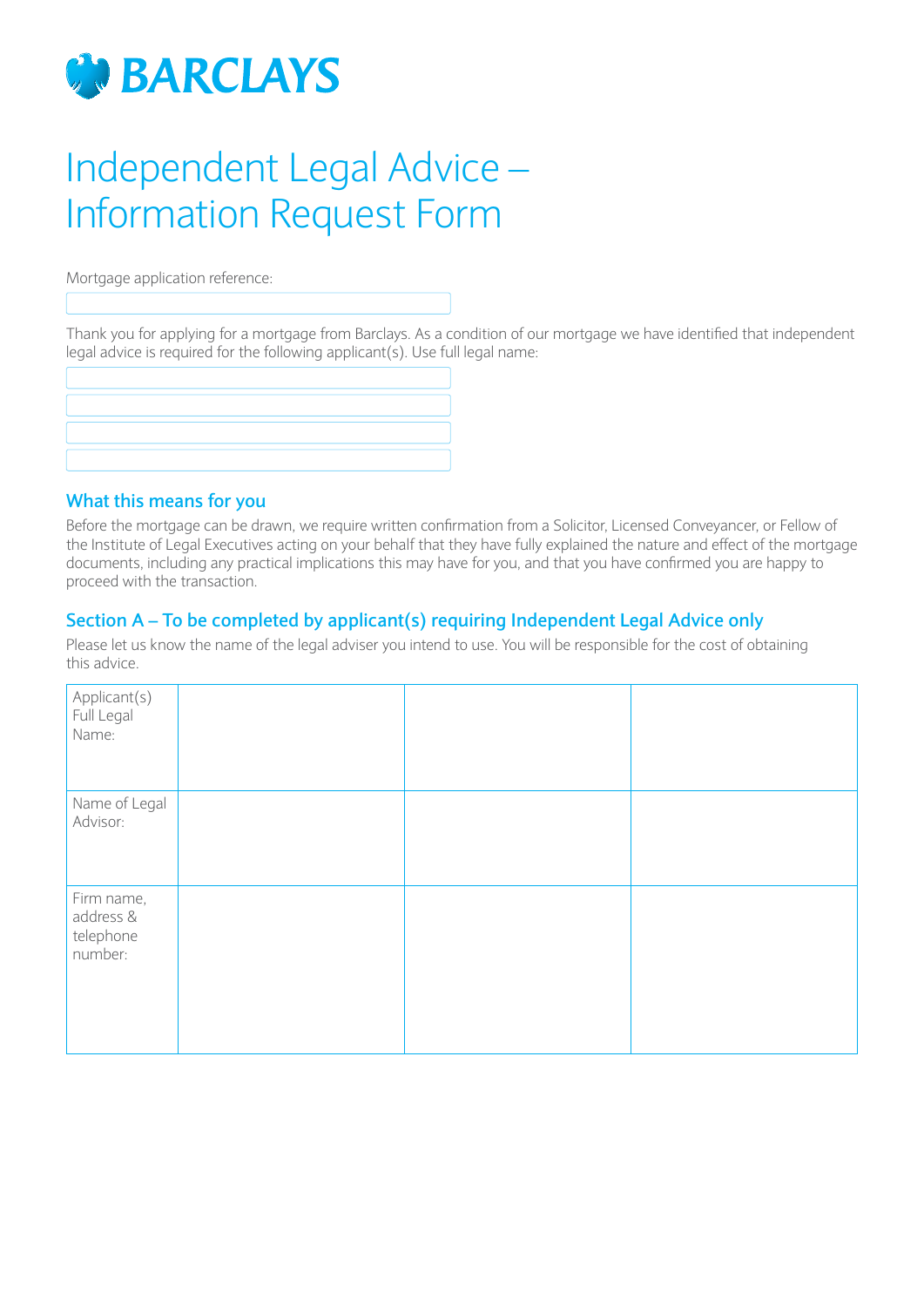BARCLAYS

# Independent Legal Advice – Information Request Form

Mortgage application reference:

Thank you for applying for a mortgage from Barclays. As a condition of our mortgage we have identified that independent legal advice is required for the following applicant(s). Use full legal name:

## What this means for you

Before the mortgage can be drawn, we require written confirmation from a Solicitor, Licensed Conveyancer, or Fellow of the Institute of Legal Executives acting on your behalf that they have fully explained the nature and effect of the mortgage documents, including any practical implications this may have for you, and that you have confirmed you are happy to proceed with the transaction.

## Section A – To be completed by applicant(s) requiring Independent Legal Advice only

Please let us know the name of the legal adviser you intend to use. You will be responsible for the cost of obtaining this advice.

| | | | |
|---|---|---|---|
| Applicant(s) Full Legal Name: | | | |
| Name of Legal Advisor: | | | |
| Firm name, address & telephone number: | | | |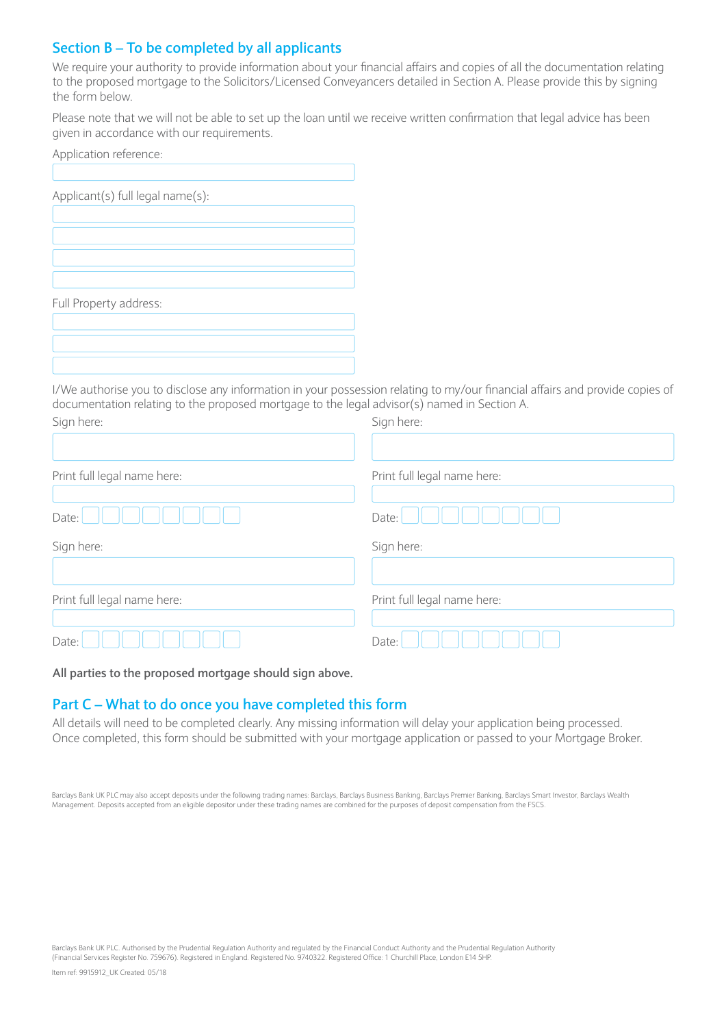## Section B – To be completed by all applicants

We require your authority to provide information about your financial affairs and copies of all the documentation relating to the proposed mortgage to the Solicitors/Licensed Conveyancers detailed in Section A. Please provide this by signing the form below.

Please note that we will not be able to set up the loan until we receive written confirmation that legal advice has been given in accordance with our requirements.

Application reference:

Applicant(s) full legal name(s):

Full Property address:

I/We authorise you to disclose any information in your possession relating to my/our financial affairs and provide copies of documentation relating to the proposed mortgage to the legal advisor(s) named in Section A.

Sign here:

Print full legal name here:

Date:

Sign here:

Print full legal name here:

Date:

Sign here:

Print full legal name here:

Date:

Sign here:

Print full legal name here:

Date:

**All parties to the proposed mortgage should sign above.**

## Part C – What to do once you have completed this form

All details will need to be completed clearly. Any missing information will delay your application being processed. Once completed, this form should be submitted with your mortgage application or passed to your Mortgage Broker.

Barclays Bank UK PLC may also accept deposits under the following trading names: Barclays, Barclays Business Banking, Barclays Premier Banking, Barclays Smart Investor, Barclays Wealth Management. Deposits accepted from an eligible depositor under these trading names are combined for the purposes of deposit compensation from the FSCS.

Barclays Bank UK PLC. Authorised by the Prudential Regulation Authority and regulated by the Financial Conduct Authority and the Prudential Regulation Authority (Financial Services Register No. 759676). Registered in England. Registered No. 9740322. Registered Office: 1 Churchill Place, London E14 5HP.

Item ref: 9915912_UK Created: 05/18